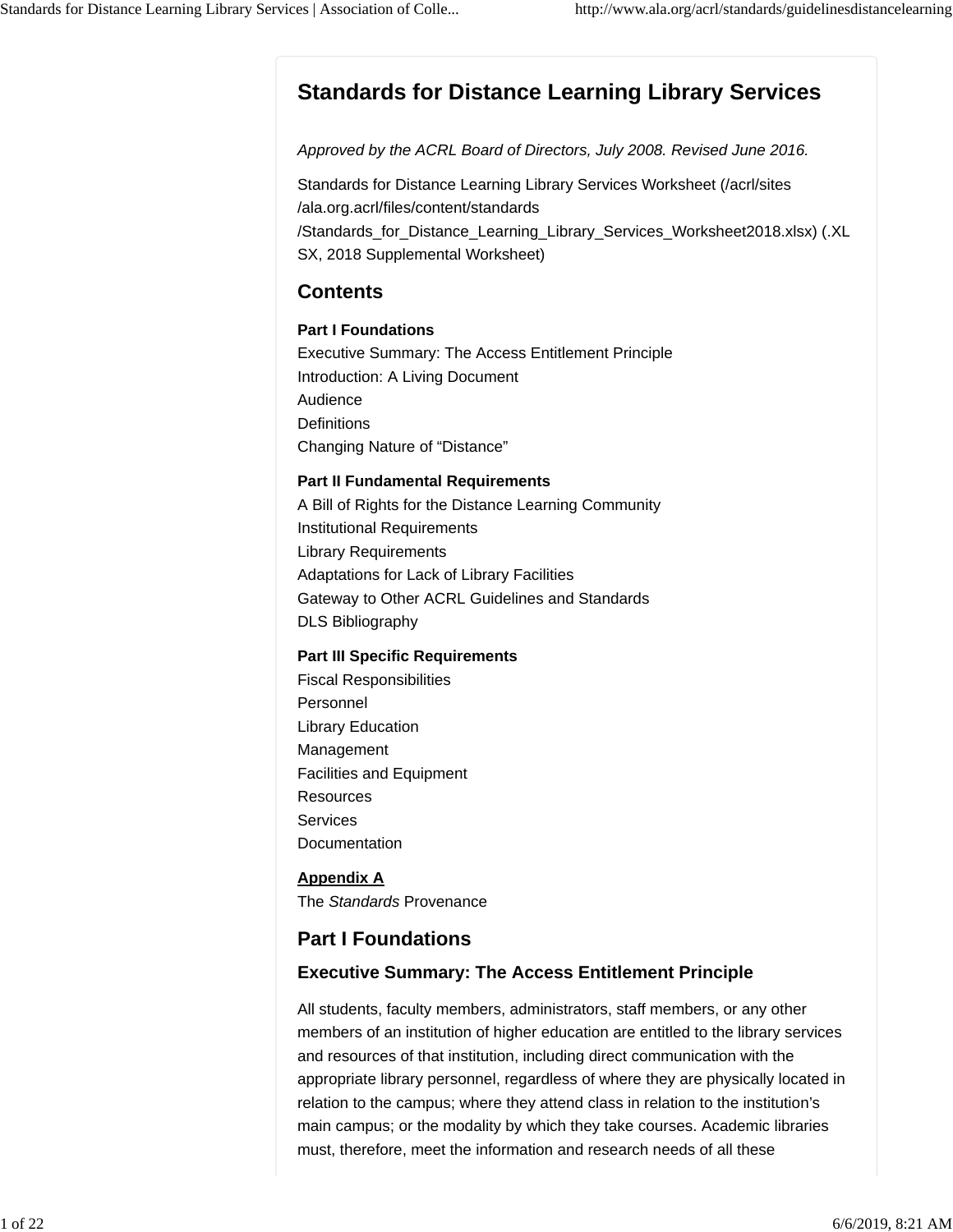# Standards for Distance Learning Library Services

*Approved by the ACRL Board of Directors, July 2008. Revised June 2016.*

Standards for Distance Learning Library Services Worksheet (/acrl/sites/ala.org.acrl/files/content/standards/Standards_for_Distance_Learning_Library_Services_Worksheet2018.xlsx) (.XLSX, 2018 Supplemental Worksheet)

## Contents

**Part I Foundations**
Executive Summary: The Access Entitlement Principle
Introduction: A Living Document
Audience
Definitions
Changing Nature of "Distance"

**Part II Fundamental Requirements**
A Bill of Rights for the Distance Learning Community
Institutional Requirements
Library Requirements
Adaptations for Lack of Library Facilities
Gateway to Other ACRL Guidelines and Standards
DLS Bibliography

**Part III Specific Requirements**
Fiscal Responsibilities
Personnel
Library Education
Management
Facilities and Equipment
Resources
Services
Documentation

**Appendix A**
The *Standards* Provenance

## Part I Foundations

### Executive Summary: The Access Entitlement Principle

All students, faculty members, administrators, staff members, or any other members of an institution of higher education are entitled to the library services and resources of that institution, including direct communication with the appropriate library personnel, regardless of where they are physically located in relation to the campus; where they attend class in relation to the institution's main campus; or the modality by which they take courses. Academic libraries must, therefore, meet the information and research needs of all these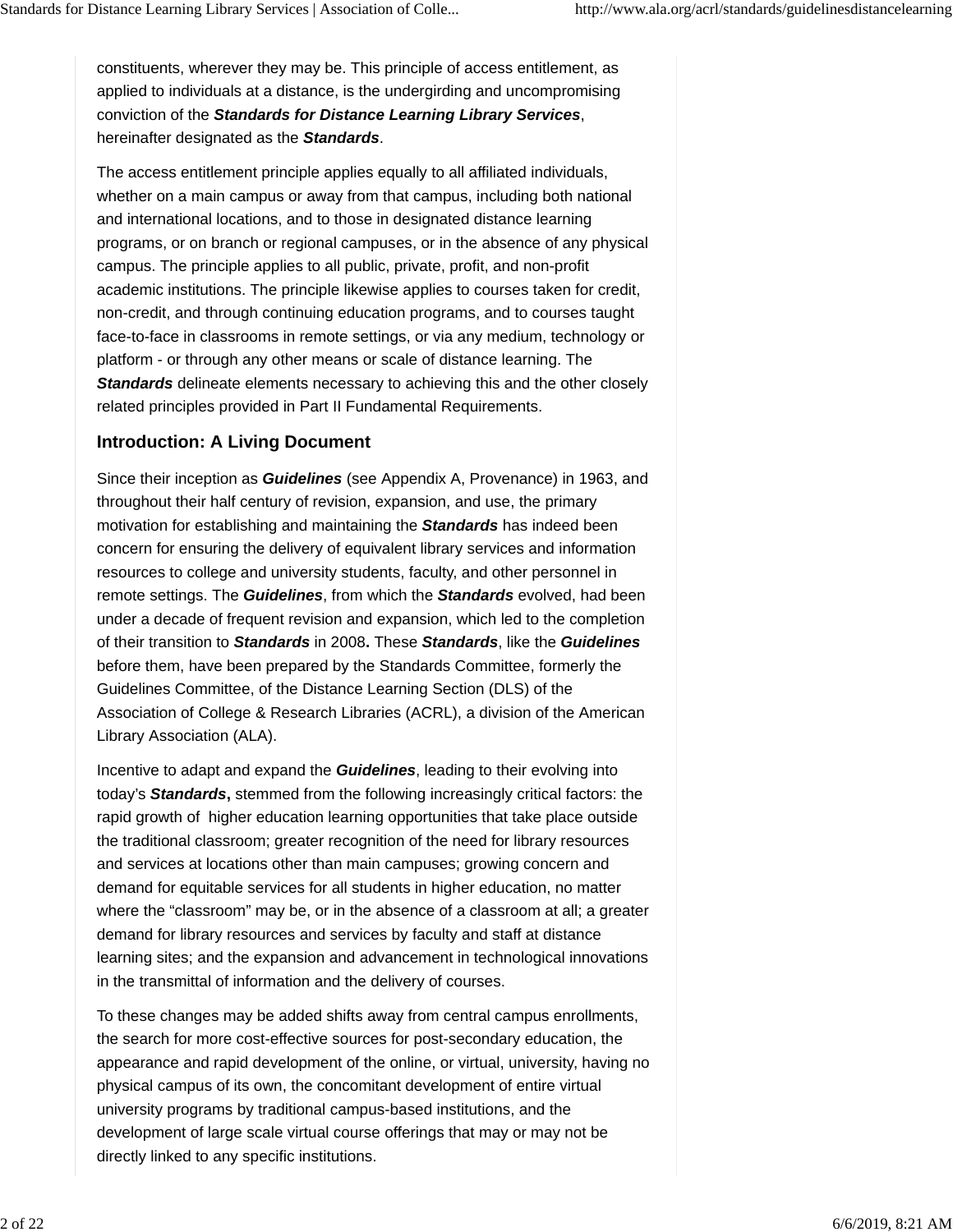constituents, wherever they may be. This principle of access entitlement, as applied to individuals at a distance, is the undergirding and uncompromising conviction of the ***Standards for Distance Learning Library Services***, hereinafter designated as the ***Standards***.

The access entitlement principle applies equally to all affiliated individuals, whether on a main campus or away from that campus, including both national and international locations, and to those in designated distance learning programs, or on branch or regional campuses, or in the absence of any physical campus. The principle applies to all public, private, profit, and non-profit academic institutions. The principle likewise applies to courses taken for credit, non-credit, and through continuing education programs, and to courses taught face-to-face in classrooms in remote settings, or via any medium, technology or platform - or through any other means or scale of distance learning. The ***Standards*** delineate elements necessary to achieving this and the other closely related principles provided in Part II Fundamental Requirements.

## Introduction: A Living Document

Since their inception as ***Guidelines*** (see Appendix A, Provenance) in 1963, and throughout their half century of revision, expansion, and use, the primary motivation for establishing and maintaining the ***Standards*** has indeed been concern for ensuring the delivery of equivalent library services and information resources to college and university students, faculty, and other personnel in remote settings. The ***Guidelines***, from which the ***Standards*** evolved, had been under a decade of frequent revision and expansion, which led to the completion of their transition to ***Standards*** in 2008**.** These ***Standards***, like the ***Guidelines*** before them, have been prepared by the Standards Committee, formerly the Guidelines Committee, of the Distance Learning Section (DLS) of the Association of College & Research Libraries (ACRL), a division of the American Library Association (ALA).

Incentive to adapt and expand the ***Guidelines***, leading to their evolving into today's ***Standards*,** stemmed from the following increasingly critical factors: the rapid growth of higher education learning opportunities that take place outside the traditional classroom; greater recognition of the need for library resources and services at locations other than main campuses; growing concern and demand for equitable services for all students in higher education, no matter where the "classroom" may be, or in the absence of a classroom at all; a greater demand for library resources and services by faculty and staff at distance learning sites; and the expansion and advancement in technological innovations in the transmittal of information and the delivery of courses.

To these changes may be added shifts away from central campus enrollments, the search for more cost-effective sources for post-secondary education, the appearance and rapid development of the online, or virtual, university, having no physical campus of its own, the concomitant development of entire virtual university programs by traditional campus-based institutions, and the development of large scale virtual course offerings that may or may not be directly linked to any specific institutions.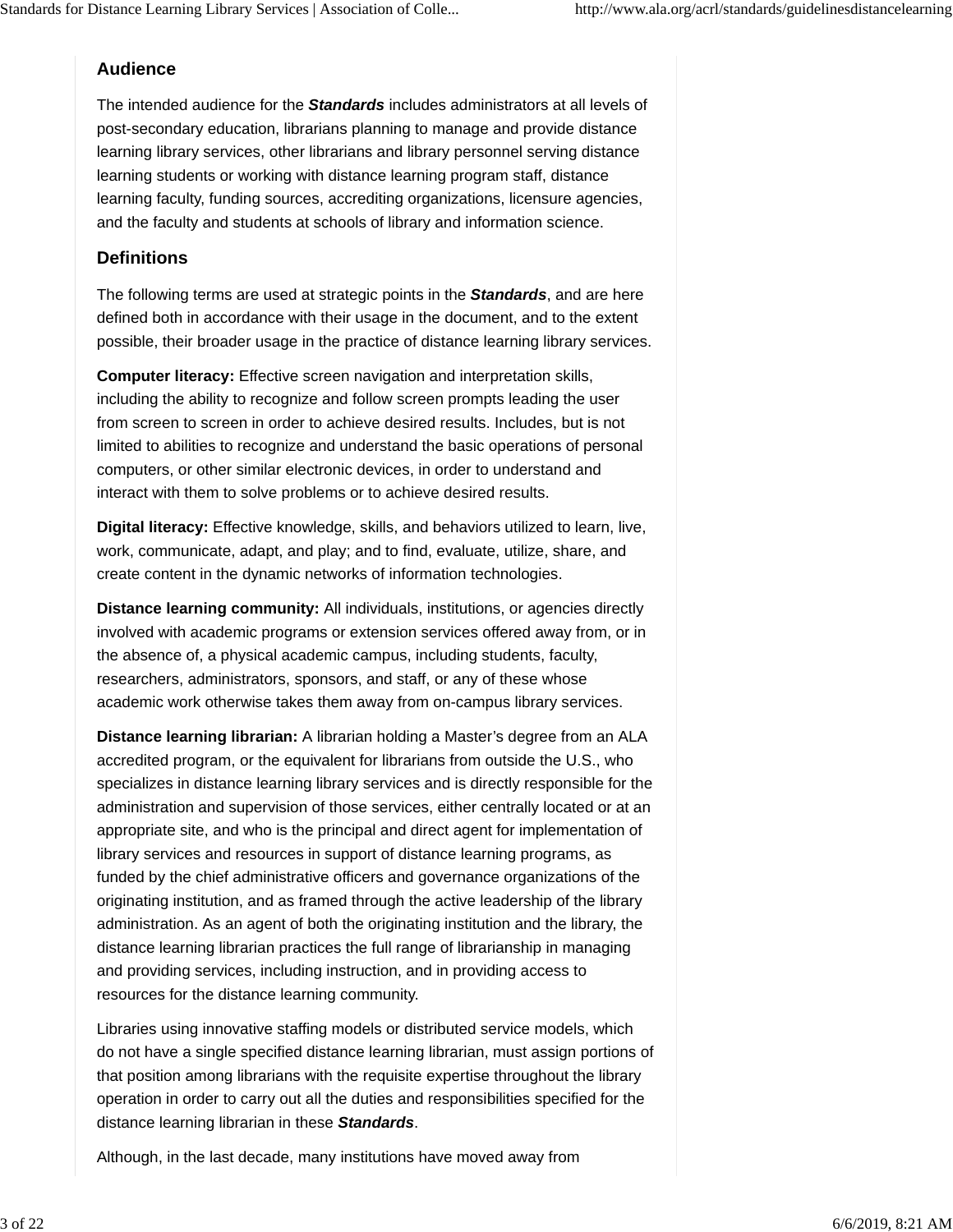## Audience

The intended audience for the ***Standards*** includes administrators at all levels of post-secondary education, librarians planning to manage and provide distance learning library services, other librarians and library personnel serving distance learning students or working with distance learning program staff, distance learning faculty, funding sources, accrediting organizations, licensure agencies, and the faculty and students at schools of library and information science.

## Definitions

The following terms are used at strategic points in the ***Standards***, and are here defined both in accordance with their usage in the document, and to the extent possible, their broader usage in the practice of distance learning library services.

**Computer literacy:** Effective screen navigation and interpretation skills, including the ability to recognize and follow screen prompts leading the user from screen to screen in order to achieve desired results. Includes, but is not limited to abilities to recognize and understand the basic operations of personal computers, or other similar electronic devices, in order to understand and interact with them to solve problems or to achieve desired results.

**Digital literacy:** Effective knowledge, skills, and behaviors utilized to learn, live, work, communicate, adapt, and play; and to find, evaluate, utilize, share, and create content in the dynamic networks of information technologies.

**Distance learning community:** All individuals, institutions, or agencies directly involved with academic programs or extension services offered away from, or in the absence of, a physical academic campus, including students, faculty, researchers, administrators, sponsors, and staff, or any of these whose academic work otherwise takes them away from on-campus library services.

**Distance learning librarian:** A librarian holding a Master's degree from an ALA accredited program, or the equivalent for librarians from outside the U.S., who specializes in distance learning library services and is directly responsible for the administration and supervision of those services, either centrally located or at an appropriate site, and who is the principal and direct agent for implementation of library services and resources in support of distance learning programs, as funded by the chief administrative officers and governance organizations of the originating institution, and as framed through the active leadership of the library administration. As an agent of both the originating institution and the library, the distance learning librarian practices the full range of librarianship in managing and providing services, including instruction, and in providing access to resources for the distance learning community.

Libraries using innovative staffing models or distributed service models, which do not have a single specified distance learning librarian, must assign portions of that position among librarians with the requisite expertise throughout the library operation in order to carry out all the duties and responsibilities specified for the distance learning librarian in these ***Standards***.

Although, in the last decade, many institutions have moved away from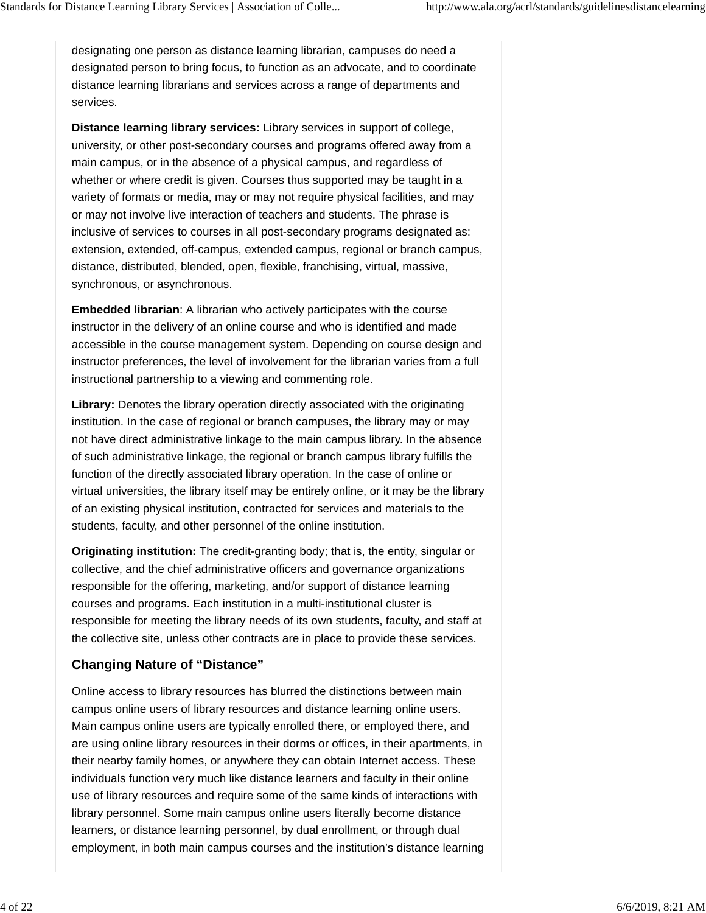designating one person as distance learning librarian, campuses do need a designated person to bring focus, to function as an advocate, and to coordinate distance learning librarians and services across a range of departments and services.

**Distance learning library services:** Library services in support of college, university, or other post-secondary courses and programs offered away from a main campus, or in the absence of a physical campus, and regardless of whether or where credit is given. Courses thus supported may be taught in a variety of formats or media, may or may not require physical facilities, and may or may not involve live interaction of teachers and students. The phrase is inclusive of services to courses in all post-secondary programs designated as: extension, extended, off-campus, extended campus, regional or branch campus, distance, distributed, blended, open, flexible, franchising, virtual, massive, synchronous, or asynchronous.

**Embedded librarian**: A librarian who actively participates with the course instructor in the delivery of an online course and who is identified and made accessible in the course management system. Depending on course design and instructor preferences, the level of involvement for the librarian varies from a full instructional partnership to a viewing and commenting role.

**Library:** Denotes the library operation directly associated with the originating institution. In the case of regional or branch campuses, the library may or may not have direct administrative linkage to the main campus library. In the absence of such administrative linkage, the regional or branch campus library fulfills the function of the directly associated library operation. In the case of online or virtual universities, the library itself may be entirely online, or it may be the library of an existing physical institution, contracted for services and materials to the students, faculty, and other personnel of the online institution.

**Originating institution:** The credit-granting body; that is, the entity, singular or collective, and the chief administrative officers and governance organizations responsible for the offering, marketing, and/or support of distance learning courses and programs. Each institution in a multi-institutional cluster is responsible for meeting the library needs of its own students, faculty, and staff at the collective site, unless other contracts are in place to provide these services.

## Changing Nature of “Distance”

Online access to library resources has blurred the distinctions between main campus online users of library resources and distance learning online users. Main campus online users are typically enrolled there, or employed there, and are using online library resources in their dorms or offices, in their apartments, in their nearby family homes, or anywhere they can obtain Internet access. These individuals function very much like distance learners and faculty in their online use of library resources and require some of the same kinds of interactions with library personnel. Some main campus online users literally become distance learners, or distance learning personnel, by dual enrollment, or through dual employment, in both main campus courses and the institution’s distance learning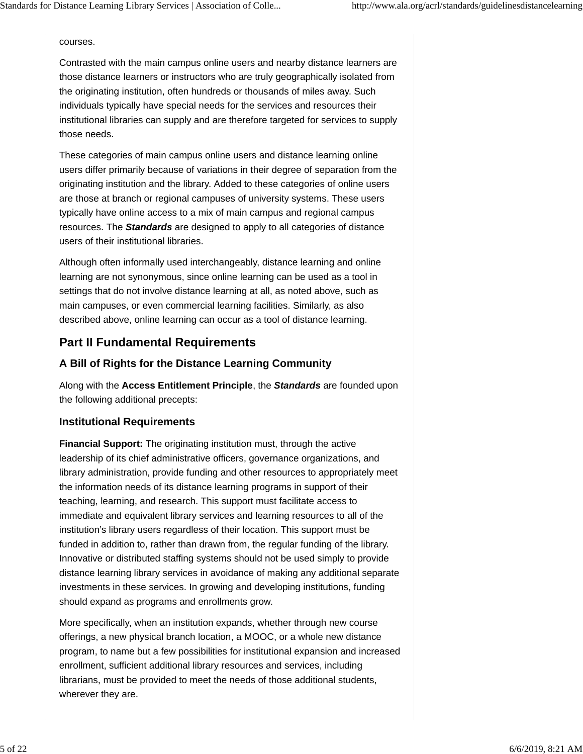courses.

Contrasted with the main campus online users and nearby distance learners are those distance learners or instructors who are truly geographically isolated from the originating institution, often hundreds or thousands of miles away. Such individuals typically have special needs for the services and resources their institutional libraries can supply and are therefore targeted for services to supply those needs.

These categories of main campus online users and distance learning online users differ primarily because of variations in their degree of separation from the originating institution and the library. Added to these categories of online users are those at branch or regional campuses of university systems. These users typically have online access to a mix of main campus and regional campus resources. The ***Standards*** are designed to apply to all categories of distance users of their institutional libraries.

Although often informally used interchangeably, distance learning and online learning are not synonymous, since online learning can be used as a tool in settings that do not involve distance learning at all, as noted above, such as main campuses, or even commercial learning facilities. Similarly, as also described above, online learning can occur as a tool of distance learning.

## Part II Fundamental Requirements

### A Bill of Rights for the Distance Learning Community

Along with the **Access Entitlement Principle**, the ***Standards*** are founded upon the following additional precepts:

### Institutional Requirements

**Financial Support:** The originating institution must, through the active leadership of its chief administrative officers, governance organizations, and library administration, provide funding and other resources to appropriately meet the information needs of its distance learning programs in support of their teaching, learning, and research. This support must facilitate access to immediate and equivalent library services and learning resources to all of the institution's library users regardless of their location. This support must be funded in addition to, rather than drawn from, the regular funding of the library. Innovative or distributed staffing systems should not be used simply to provide distance learning library services in avoidance of making any additional separate investments in these services. In growing and developing institutions, funding should expand as programs and enrollments grow.

More specifically, when an institution expands, whether through new course offerings, a new physical branch location, a MOOC, or a whole new distance program, to name but a few possibilities for institutional expansion and increased enrollment, sufficient additional library resources and services, including librarians, must be provided to meet the needs of those additional students, wherever they are.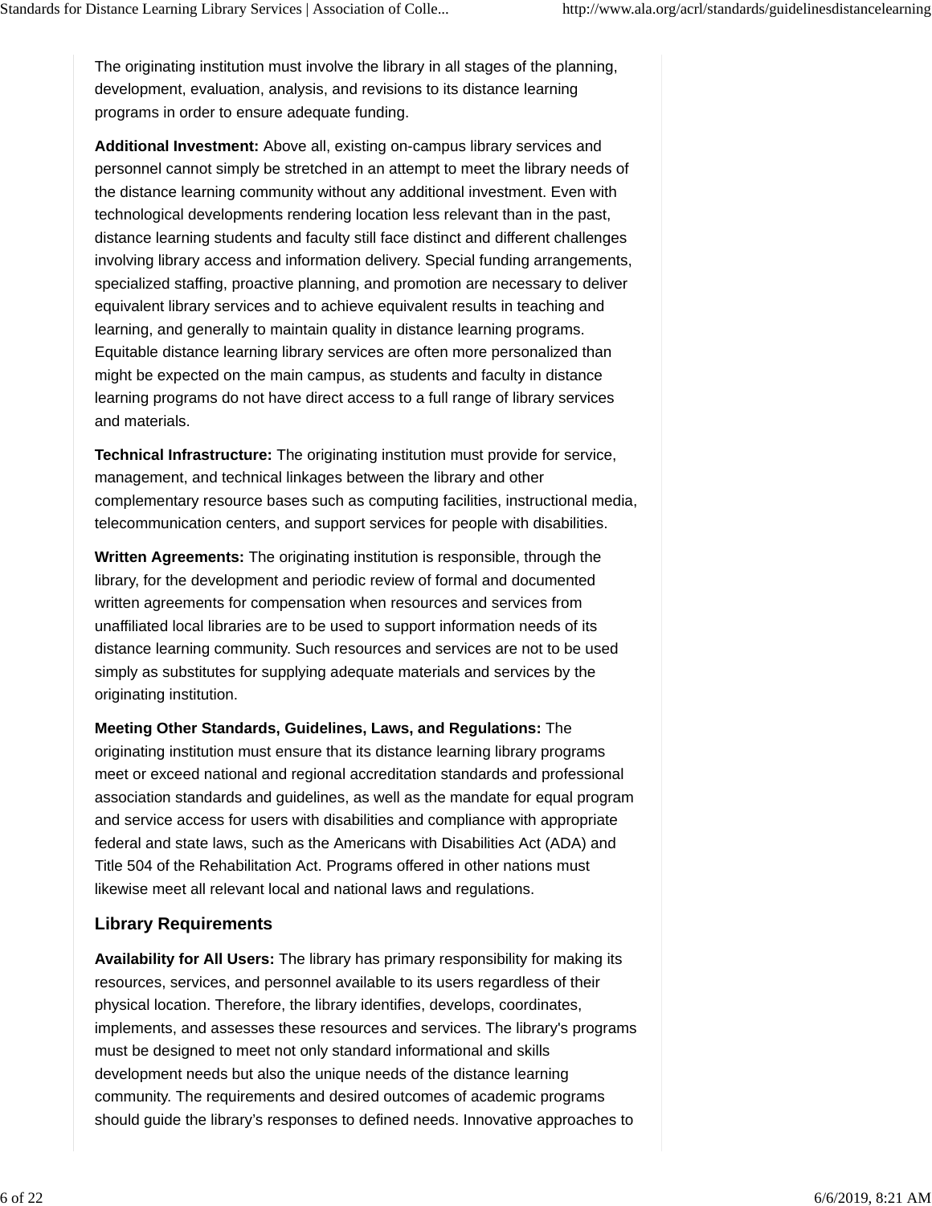The originating institution must involve the library in all stages of the planning, development, evaluation, analysis, and revisions to its distance learning programs in order to ensure adequate funding.

**Additional Investment:** Above all, existing on-campus library services and personnel cannot simply be stretched in an attempt to meet the library needs of the distance learning community without any additional investment. Even with technological developments rendering location less relevant than in the past, distance learning students and faculty still face distinct and different challenges involving library access and information delivery. Special funding arrangements, specialized staffing, proactive planning, and promotion are necessary to deliver equivalent library services and to achieve equivalent results in teaching and learning, and generally to maintain quality in distance learning programs. Equitable distance learning library services are often more personalized than might be expected on the main campus, as students and faculty in distance learning programs do not have direct access to a full range of library services and materials.

**Technical Infrastructure:** The originating institution must provide for service, management, and technical linkages between the library and other complementary resource bases such as computing facilities, instructional media, telecommunication centers, and support services for people with disabilities.

**Written Agreements:** The originating institution is responsible, through the library, for the development and periodic review of formal and documented written agreements for compensation when resources and services from unaffiliated local libraries are to be used to support information needs of its distance learning community. Such resources and services are not to be used simply as substitutes for supplying adequate materials and services by the originating institution.

**Meeting Other Standards, Guidelines, Laws, and Regulations:** The originating institution must ensure that its distance learning library programs meet or exceed national and regional accreditation standards and professional association standards and guidelines, as well as the mandate for equal program and service access for users with disabilities and compliance with appropriate federal and state laws, such as the Americans with Disabilities Act (ADA) and Title 504 of the Rehabilitation Act. Programs offered in other nations must likewise meet all relevant local and national laws and regulations.

## Library Requirements

**Availability for All Users:** The library has primary responsibility for making its resources, services, and personnel available to its users regardless of their physical location. Therefore, the library identifies, develops, coordinates, implements, and assesses these resources and services. The library's programs must be designed to meet not only standard informational and skills development needs but also the unique needs of the distance learning community. The requirements and desired outcomes of academic programs should guide the library's responses to defined needs. Innovative approaches to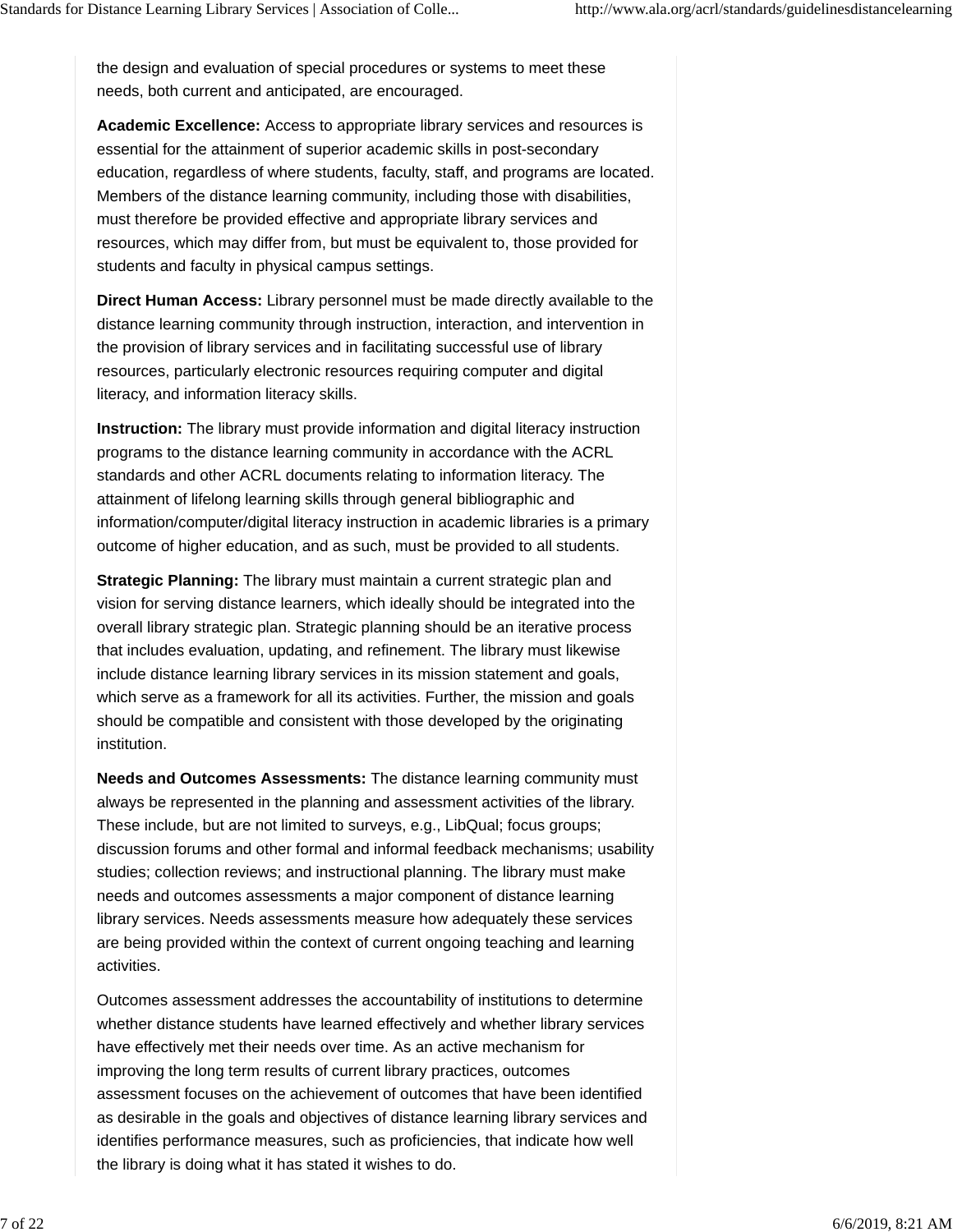the design and evaluation of special procedures or systems to meet these needs, both current and anticipated, are encouraged.

**Academic Excellence:** Access to appropriate library services and resources is essential for the attainment of superior academic skills in post-secondary education, regardless of where students, faculty, staff, and programs are located. Members of the distance learning community, including those with disabilities, must therefore be provided effective and appropriate library services and resources, which may differ from, but must be equivalent to, those provided for students and faculty in physical campus settings.

**Direct Human Access:** Library personnel must be made directly available to the distance learning community through instruction, interaction, and intervention in the provision of library services and in facilitating successful use of library resources, particularly electronic resources requiring computer and digital literacy, and information literacy skills.

**Instruction:** The library must provide information and digital literacy instruction programs to the distance learning community in accordance with the ACRL standards and other ACRL documents relating to information literacy. The attainment of lifelong learning skills through general bibliographic and information/computer/digital literacy instruction in academic libraries is a primary outcome of higher education, and as such, must be provided to all students.

**Strategic Planning:** The library must maintain a current strategic plan and vision for serving distance learners, which ideally should be integrated into the overall library strategic plan. Strategic planning should be an iterative process that includes evaluation, updating, and refinement. The library must likewise include distance learning library services in its mission statement and goals, which serve as a framework for all its activities. Further, the mission and goals should be compatible and consistent with those developed by the originating institution.

**Needs and Outcomes Assessments:** The distance learning community must always be represented in the planning and assessment activities of the library. These include, but are not limited to surveys, e.g., LibQual; focus groups; discussion forums and other formal and informal feedback mechanisms; usability studies; collection reviews; and instructional planning. The library must make needs and outcomes assessments a major component of distance learning library services. Needs assessments measure how adequately these services are being provided within the context of current ongoing teaching and learning activities.

Outcomes assessment addresses the accountability of institutions to determine whether distance students have learned effectively and whether library services have effectively met their needs over time. As an active mechanism for improving the long term results of current library practices, outcomes assessment focuses on the achievement of outcomes that have been identified as desirable in the goals and objectives of distance learning library services and identifies performance measures, such as proficiencies, that indicate how well the library is doing what it has stated it wishes to do.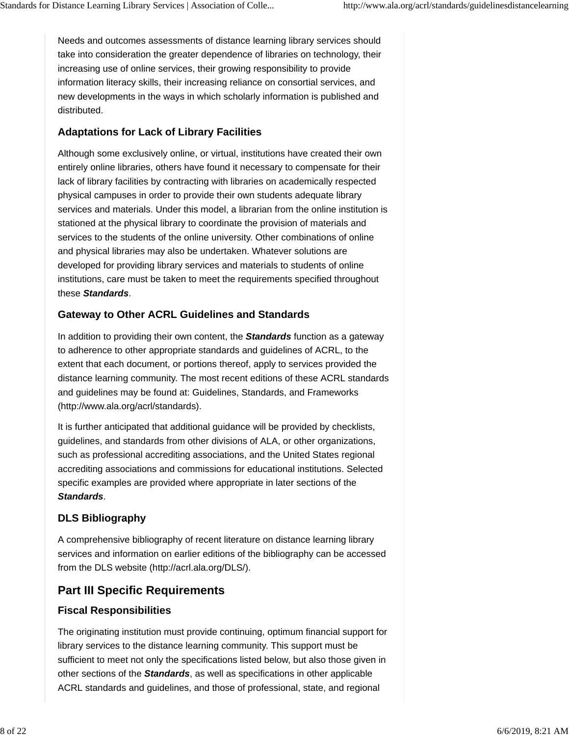Needs and outcomes assessments of distance learning library services should take into consideration the greater dependence of libraries on technology, their increasing use of online services, their growing responsibility to provide information literacy skills, their increasing reliance on consortial services, and new developments in the ways in which scholarly information is published and distributed.

### Adaptations for Lack of Library Facilities

Although some exclusively online, or virtual, institutions have created their own entirely online libraries, others have found it necessary to compensate for their lack of library facilities by contracting with libraries on academically respected physical campuses in order to provide their own students adequate library services and materials. Under this model, a librarian from the online institution is stationed at the physical library to coordinate the provision of materials and services to the students of the online university. Other combinations of online and physical libraries may also be undertaken. Whatever solutions are developed for providing library services and materials to students of online institutions, care must be taken to meet the requirements specified throughout these ***Standards***.

### Gateway to Other ACRL Guidelines and Standards

In addition to providing their own content, the ***Standards*** function as a gateway to adherence to other appropriate standards and guidelines of ACRL, to the extent that each document, or portions thereof, apply to services provided the distance learning community. The most recent editions of these ACRL standards and guidelines may be found at: Guidelines, Standards, and Frameworks (http://www.ala.org/acrl/standards).

It is further anticipated that additional guidance will be provided by checklists, guidelines, and standards from other divisions of ALA, or other organizations, such as professional accrediting associations, and the United States regional accrediting associations and commissions for educational institutions. Selected specific examples are provided where appropriate in later sections of the ***Standards***.

### DLS Bibliography

A comprehensive bibliography of recent literature on distance learning library services and information on earlier editions of the bibliography can be accessed from the DLS website (http://acrl.ala.org/DLS/).

## Part III Specific Requirements

### Fiscal Responsibilities

The originating institution must provide continuing, optimum financial support for library services to the distance learning community. This support must be sufficient to meet not only the specifications listed below, but also those given in other sections of the ***Standards***, as well as specifications in other applicable ACRL standards and guidelines, and those of professional, state, and regional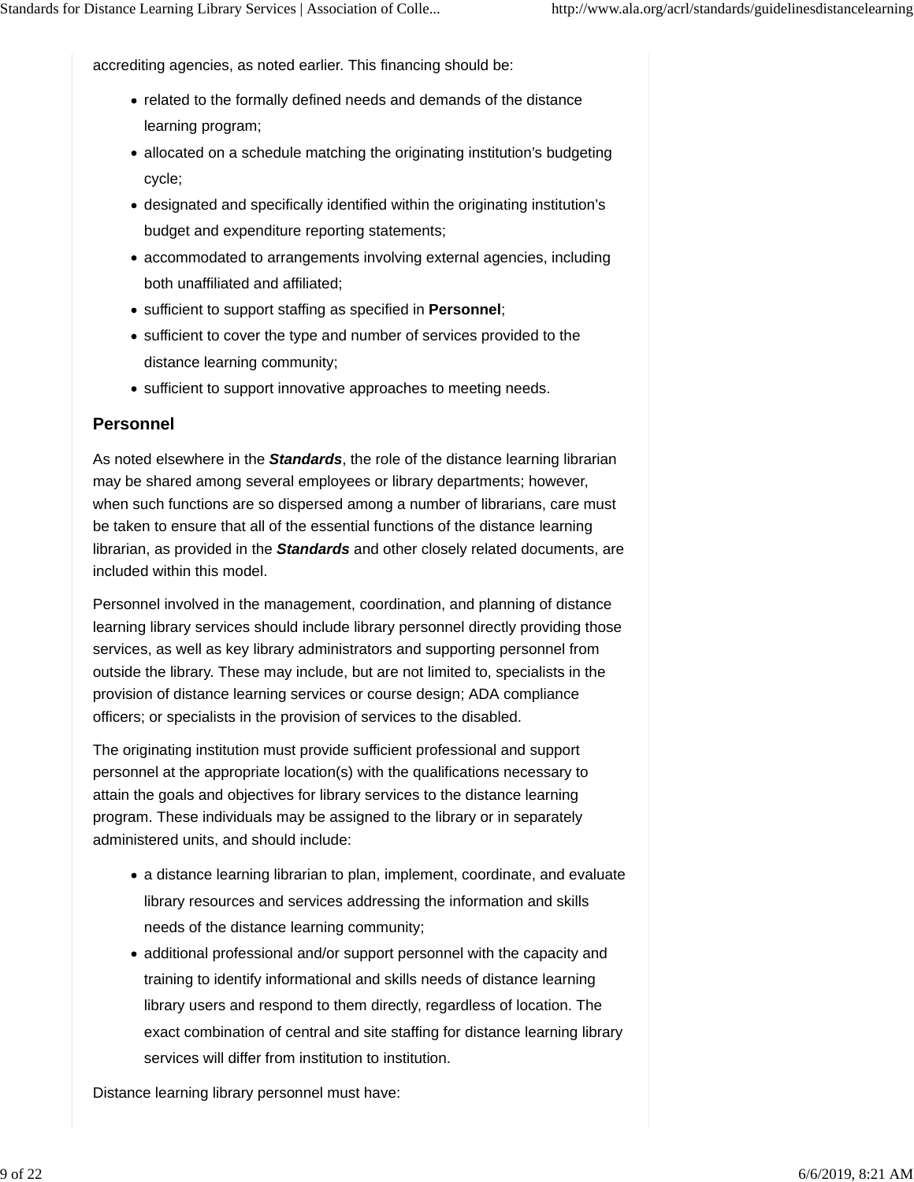accrediting agencies, as noted earlier. This financing should be:

- related to the formally defined needs and demands of the distance learning program;
- allocated on a schedule matching the originating institution's budgeting cycle;
- designated and specifically identified within the originating institution's budget and expenditure reporting statements;
- accommodated to arrangements involving external agencies, including both unaffiliated and affiliated;
- sufficient to support staffing as specified in **Personnel**;
- sufficient to cover the type and number of services provided to the distance learning community;
- sufficient to support innovative approaches to meeting needs.

## Personnel

As noted elsewhere in the ***Standards***, the role of the distance learning librarian may be shared among several employees or library departments; however, when such functions are so dispersed among a number of librarians, care must be taken to ensure that all of the essential functions of the distance learning librarian, as provided in the ***Standards*** and other closely related documents, are included within this model.

Personnel involved in the management, coordination, and planning of distance learning library services should include library personnel directly providing those services, as well as key library administrators and supporting personnel from outside the library. These may include, but are not limited to, specialists in the provision of distance learning services or course design; ADA compliance officers; or specialists in the provision of services to the disabled.

The originating institution must provide sufficient professional and support personnel at the appropriate location(s) with the qualifications necessary to attain the goals and objectives for library services to the distance learning program. These individuals may be assigned to the library or in separately administered units, and should include:

- a distance learning librarian to plan, implement, coordinate, and evaluate library resources and services addressing the information and skills needs of the distance learning community;
- additional professional and/or support personnel with the capacity and training to identify informational and skills needs of distance learning library users and respond to them directly, regardless of location. The exact combination of central and site staffing for distance learning library services will differ from institution to institution.

Distance learning library personnel must have: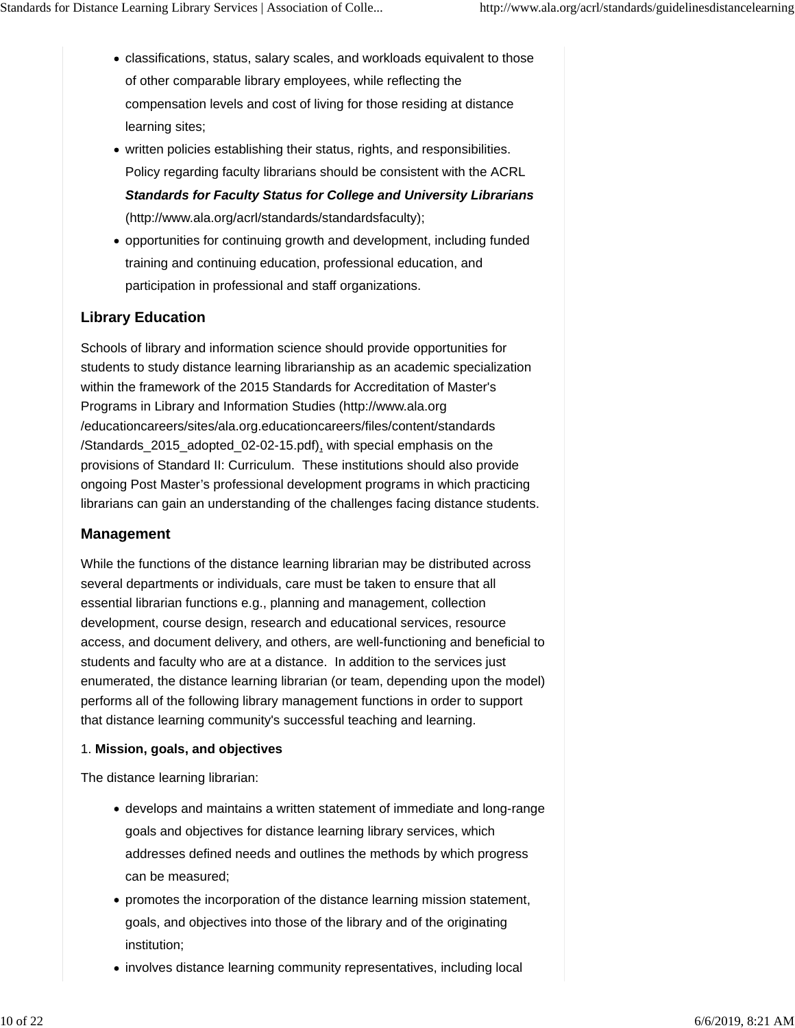- classifications, status, salary scales, and workloads equivalent to those of other comparable library employees, while reflecting the compensation levels and cost of living for those residing at distance learning sites;
- written policies establishing their status, rights, and responsibilities. Policy regarding faculty librarians should be consistent with the ACRL ***Standards for Faculty Status for College and University Librarians*** (http://www.ala.org/acrl/standards/standardsfaculty);
- opportunities for continuing growth and development, including funded training and continuing education, professional education, and participation in professional and staff organizations.

### Library Education

Schools of library and information science should provide opportunities for students to study distance learning librarianship as an academic specialization within the framework of the 2015 Standards for Accreditation of Master's Programs in Library and Information Studies (http://www.ala.org/educationcareers/sites/ala.org.educationcareers/files/content/standards/Standards_2015_adopted_02-02-15.pdf), with special emphasis on the provisions of Standard II: Curriculum.  These institutions should also provide ongoing Post Master's professional development programs in which practicing librarians can gain an understanding of the challenges facing distance students.

### Management

While the functions of the distance learning librarian may be distributed across several departments or individuals, care must be taken to ensure that all essential librarian functions e.g., planning and management, collection development, course design, research and educational services, resource access, and document delivery, and others, are well-functioning and beneficial to students and faculty who are at a distance.  In addition to the services just enumerated, the distance learning librarian (or team, depending upon the model) performs all of the following library management functions in order to support that distance learning community's successful teaching and learning.

1. **Mission, goals, and objectives**

The distance learning librarian:

- develops and maintains a written statement of immediate and long-range goals and objectives for distance learning library services, which addresses defined needs and outlines the methods by which progress can be measured;
- promotes the incorporation of the distance learning mission statement, goals, and objectives into those of the library and of the originating institution;
- involves distance learning community representatives, including local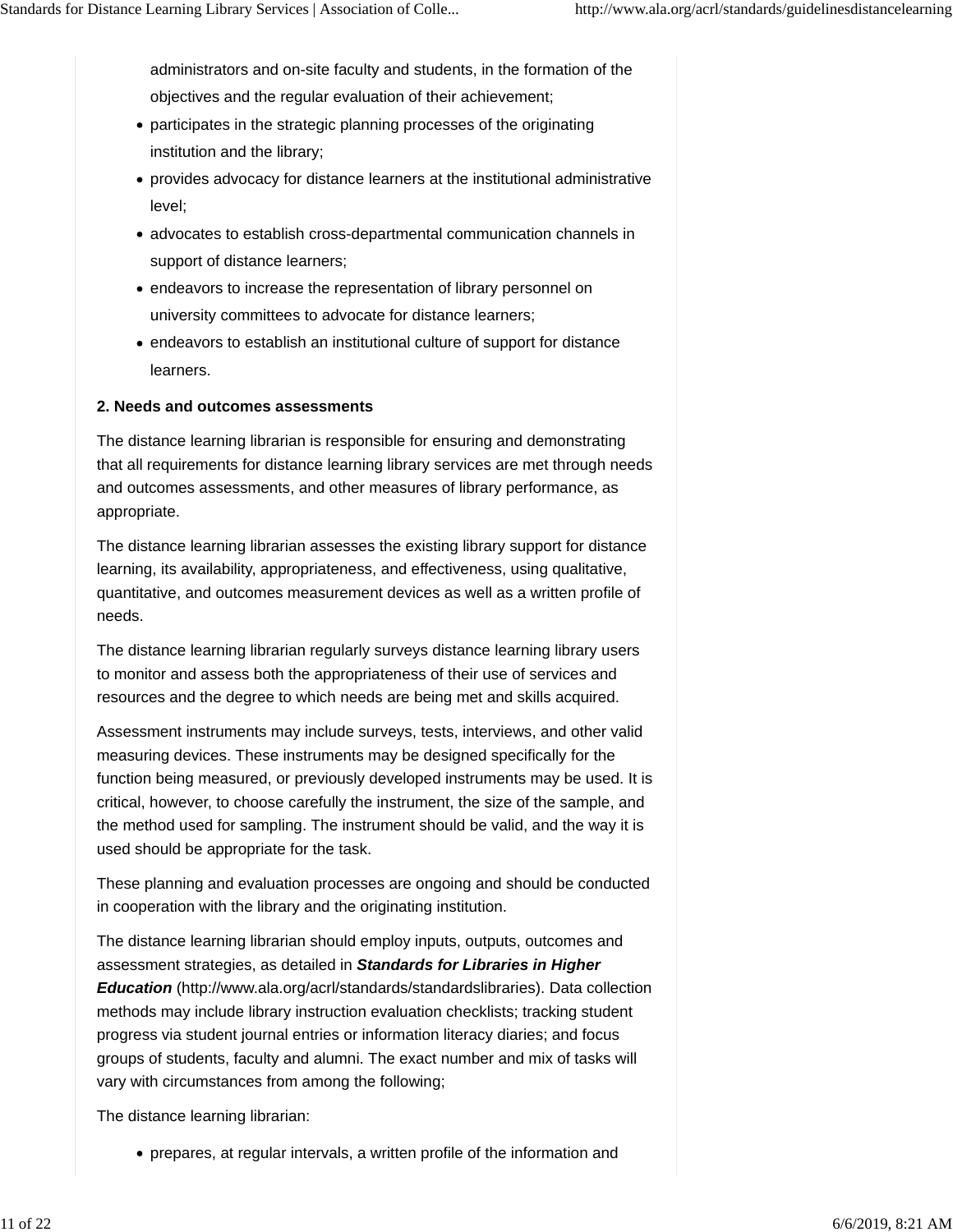administrators and on-site faculty and students, in the formation of the objectives and the regular evaluation of their achievement;

- participates in the strategic planning processes of the originating institution and the library;
- provides advocacy for distance learners at the institutional administrative level;
- advocates to establish cross-departmental communication channels in support of distance learners;
- endeavors to increase the representation of library personnel on university committees to advocate for distance learners;
- endeavors to establish an institutional culture of support for distance learners.

**2. Needs and outcomes assessments**

The distance learning librarian is responsible for ensuring and demonstrating that all requirements for distance learning library services are met through needs and outcomes assessments, and other measures of library performance, as appropriate.

The distance learning librarian assesses the existing library support for distance learning, its availability, appropriateness, and effectiveness, using qualitative, quantitative, and outcomes measurement devices as well as a written profile of needs.

The distance learning librarian regularly surveys distance learning library users to monitor and assess both the appropriateness of their use of services and resources and the degree to which needs are being met and skills acquired.

Assessment instruments may include surveys, tests, interviews, and other valid measuring devices. These instruments may be designed specifically for the function being measured, or previously developed instruments may be used. It is critical, however, to choose carefully the instrument, the size of the sample, and the method used for sampling. The instrument should be valid, and the way it is used should be appropriate for the task.

These planning and evaluation processes are ongoing and should be conducted in cooperation with the library and the originating institution.

The distance learning librarian should employ inputs, outputs, outcomes and assessment strategies, as detailed in ***Standards for Libraries in Higher Education*** (http://www.ala.org/acrl/standards/standardslibraries). Data collection methods may include library instruction evaluation checklists; tracking student progress via student journal entries or information literacy diaries; and focus groups of students, faculty and alumni. The exact number and mix of tasks will vary with circumstances from among the following;

The distance learning librarian:

- prepares, at regular intervals, a written profile of the information and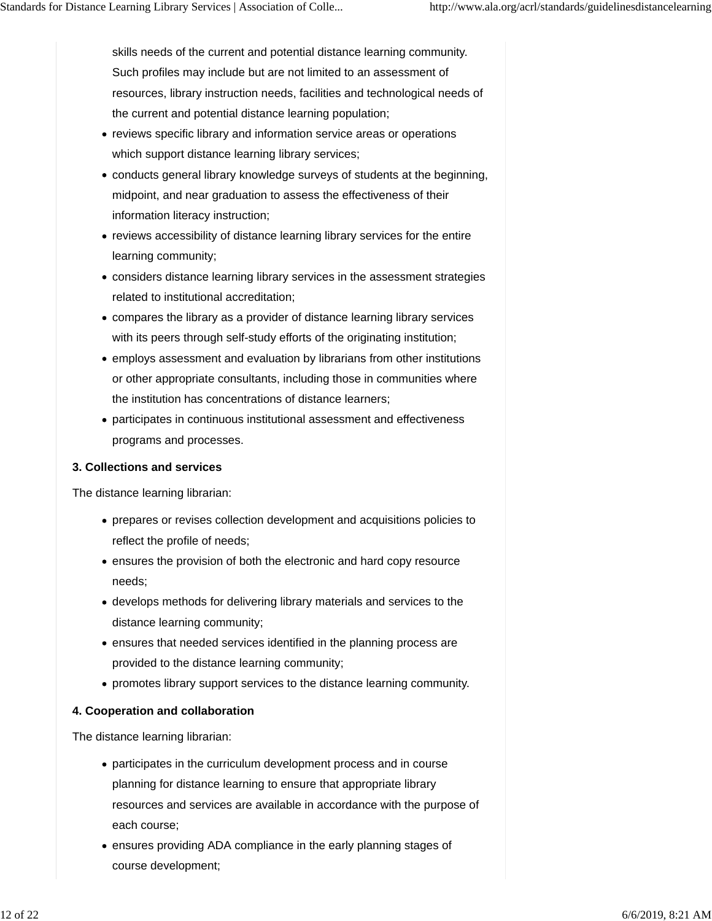skills needs of the current and potential distance learning community. Such profiles may include but are not limited to an assessment of resources, library instruction needs, facilities and technological needs of the current and potential distance learning population;

- reviews specific library and information service areas or operations which support distance learning library services;
- conducts general library knowledge surveys of students at the beginning, midpoint, and near graduation to assess the effectiveness of their information literacy instruction;
- reviews accessibility of distance learning library services for the entire learning community;
- considers distance learning library services in the assessment strategies related to institutional accreditation;
- compares the library as a provider of distance learning library services with its peers through self-study efforts of the originating institution;
- employs assessment and evaluation by librarians from other institutions or other appropriate consultants, including those in communities where the institution has concentrations of distance learners;
- participates in continuous institutional assessment and effectiveness programs and processes.

**3. Collections and services**

The distance learning librarian:

- prepares or revises collection development and acquisitions policies to reflect the profile of needs;
- ensures the provision of both the electronic and hard copy resource needs;
- develops methods for delivering library materials and services to the distance learning community;
- ensures that needed services identified in the planning process are provided to the distance learning community;
- promotes library support services to the distance learning community.

**4. Cooperation and collaboration**

The distance learning librarian:

- participates in the curriculum development process and in course planning for distance learning to ensure that appropriate library resources and services are available in accordance with the purpose of each course;
- ensures providing ADA compliance in the early planning stages of course development;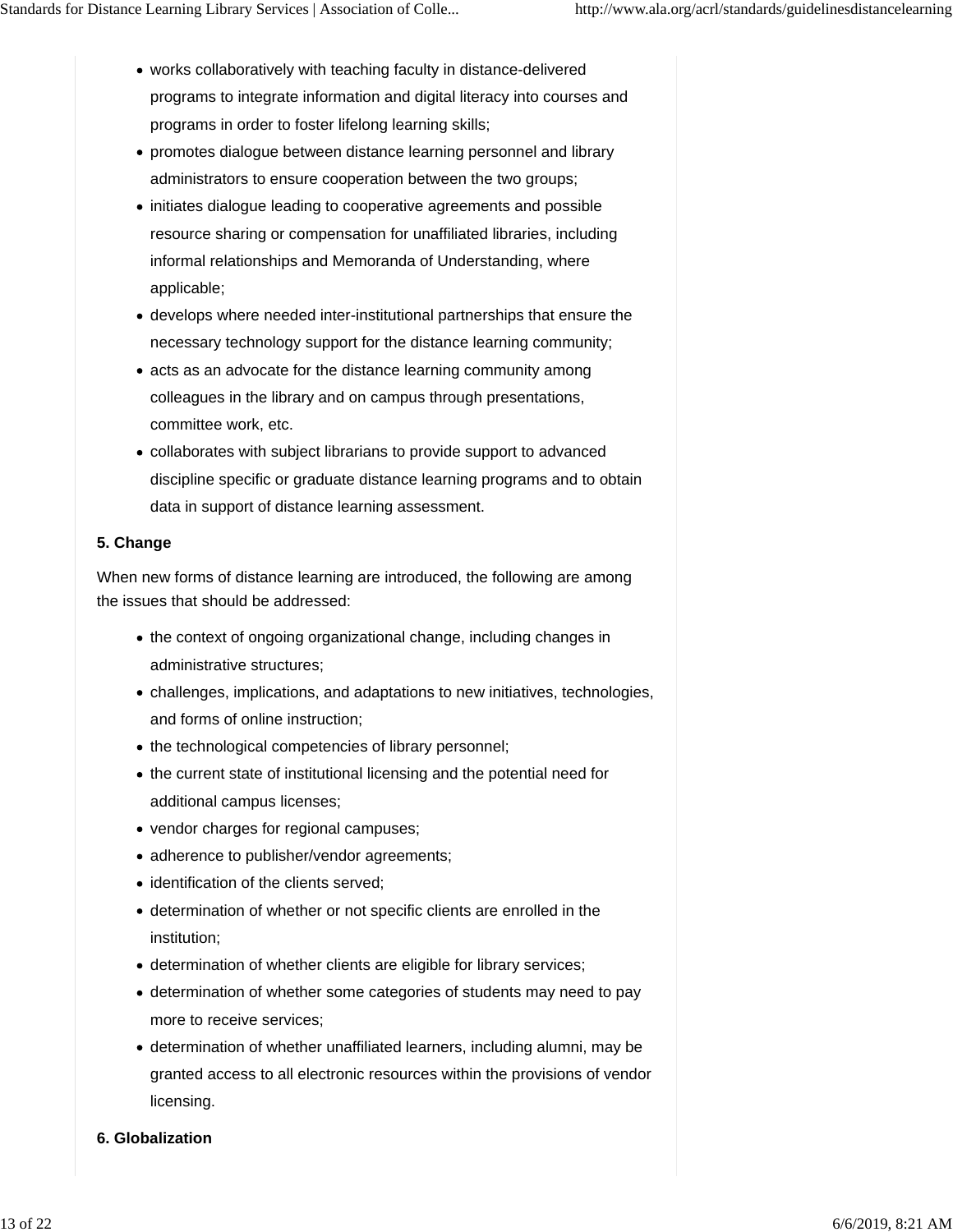- works collaboratively with teaching faculty in distance-delivered programs to integrate information and digital literacy into courses and programs in order to foster lifelong learning skills;
- promotes dialogue between distance learning personnel and library administrators to ensure cooperation between the two groups;
- initiates dialogue leading to cooperative agreements and possible resource sharing or compensation for unaffiliated libraries, including informal relationships and Memoranda of Understanding, where applicable;
- develops where needed inter-institutional partnerships that ensure the necessary technology support for the distance learning community;
- acts as an advocate for the distance learning community among colleagues in the library and on campus through presentations, committee work, etc.
- collaborates with subject librarians to provide support to advanced discipline specific or graduate distance learning programs and to obtain data in support of distance learning assessment.

**5. Change**

When new forms of distance learning are introduced, the following are among the issues that should be addressed:

- the context of ongoing organizational change, including changes in administrative structures;
- challenges, implications, and adaptations to new initiatives, technologies, and forms of online instruction;
- the technological competencies of library personnel;
- the current state of institutional licensing and the potential need for additional campus licenses;
- vendor charges for regional campuses;
- adherence to publisher/vendor agreements;
- identification of the clients served;
- determination of whether or not specific clients are enrolled in the institution;
- determination of whether clients are eligible for library services;
- determination of whether some categories of students may need to pay more to receive services;
- determination of whether unaffiliated learners, including alumni, may be granted access to all electronic resources within the provisions of vendor licensing.

**6. Globalization**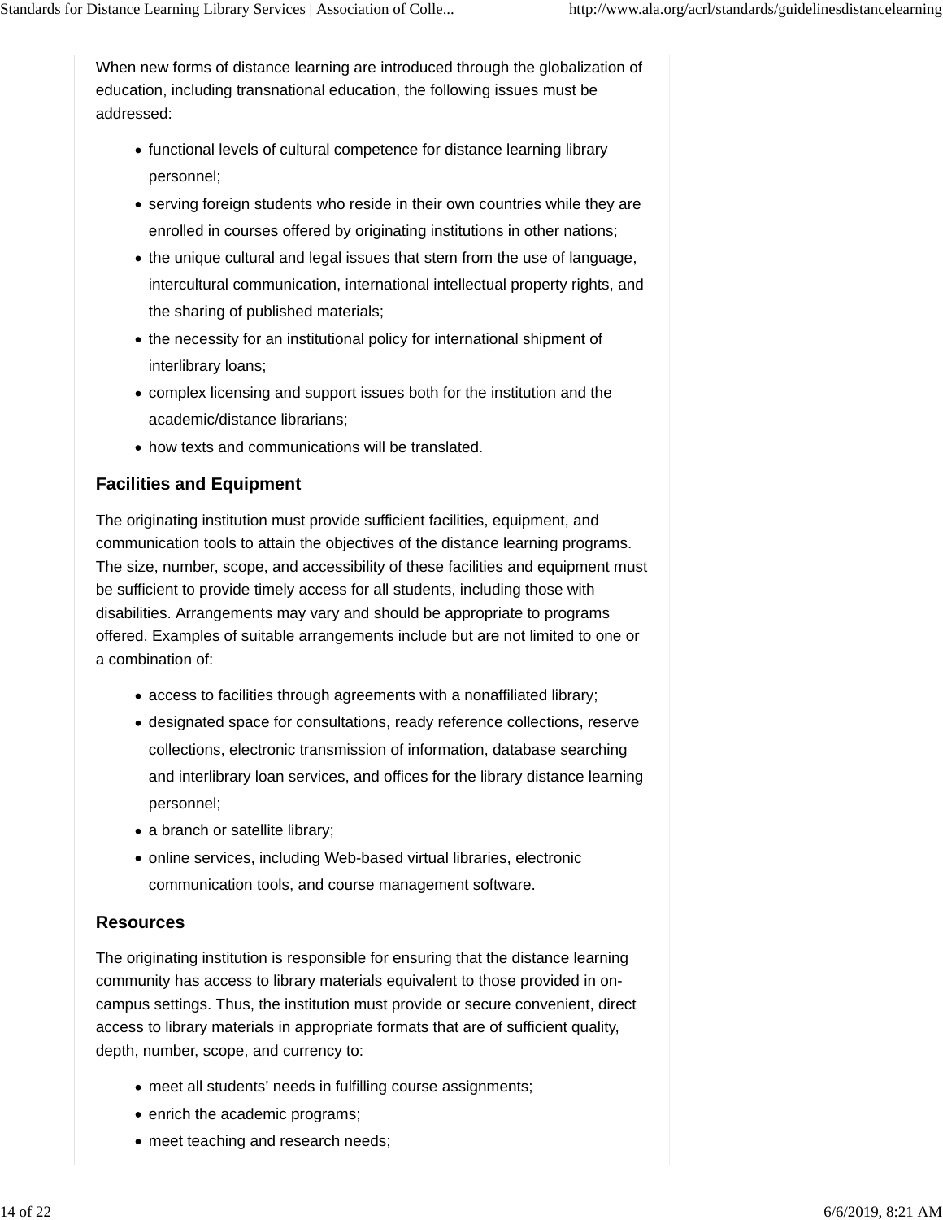When new forms of distance learning are introduced through the globalization of education, including transnational education, the following issues must be addressed:

- functional levels of cultural competence for distance learning library personnel;
- serving foreign students who reside in their own countries while they are enrolled in courses offered by originating institutions in other nations;
- the unique cultural and legal issues that stem from the use of language, intercultural communication, international intellectual property rights, and the sharing of published materials;
- the necessity for an institutional policy for international shipment of interlibrary loans;
- complex licensing and support issues both for the institution and the academic/distance librarians;
- how texts and communications will be translated.

### Facilities and Equipment

The originating institution must provide sufficient facilities, equipment, and communication tools to attain the objectives of the distance learning programs. The size, number, scope, and accessibility of these facilities and equipment must be sufficient to provide timely access for all students, including those with disabilities. Arrangements may vary and should be appropriate to programs offered. Examples of suitable arrangements include but are not limited to one or a combination of:

- access to facilities through agreements with a nonaffiliated library;
- designated space for consultations, ready reference collections, reserve collections, electronic transmission of information, database searching and interlibrary loan services, and offices for the library distance learning personnel;
- a branch or satellite library;
- online services, including Web-based virtual libraries, electronic communication tools, and course management software.

### Resources

The originating institution is responsible for ensuring that the distance learning community has access to library materials equivalent to those provided in on-campus settings. Thus, the institution must provide or secure convenient, direct access to library materials in appropriate formats that are of sufficient quality, depth, number, scope, and currency to:

- meet all students' needs in fulfilling course assignments;
- enrich the academic programs;
- meet teaching and research needs;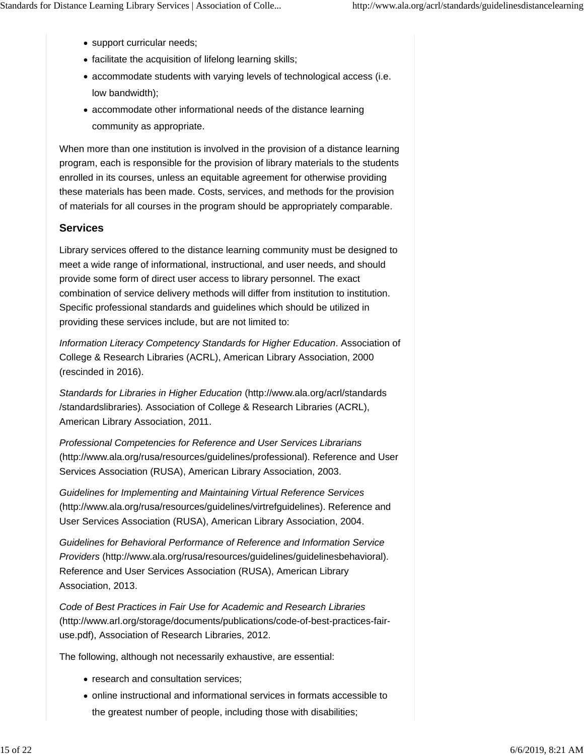- support curricular needs;
- facilitate the acquisition of lifelong learning skills;
- accommodate students with varying levels of technological access (i.e. low bandwidth);
- accommodate other informational needs of the distance learning community as appropriate.

When more than one institution is involved in the provision of a distance learning program, each is responsible for the provision of library materials to the students enrolled in its courses, unless an equitable agreement for otherwise providing these materials has been made. Costs, services, and methods for the provision of materials for all courses in the program should be appropriately comparable.

### Services

Library services offered to the distance learning community must be designed to meet a wide range of informational, instructional, and user needs, and should provide some form of direct user access to library personnel. The exact combination of service delivery methods will differ from institution to institution. Specific professional standards and guidelines which should be utilized in providing these services include, but are not limited to:

*Information Literacy Competency Standards for Higher Education*. Association of College & Research Libraries (ACRL), American Library Association, 2000 (rescinded in 2016).

*Standards for Libraries in Higher Education* (http://www.ala.org/acrl/standards/standardslibraries). Association of College & Research Libraries (ACRL), American Library Association, 2011.

*Professional Competencies for Reference and User Services Librarians* (http://www.ala.org/rusa/resources/guidelines/professional). Reference and User Services Association (RUSA), American Library Association, 2003.

*Guidelines for Implementing and Maintaining Virtual Reference Services* (http://www.ala.org/rusa/resources/guidelines/virtrefguidelines). Reference and User Services Association (RUSA), American Library Association, 2004.

*Guidelines for Behavioral Performance of Reference and Information Service Providers* (http://www.ala.org/rusa/resources/guidelines/guidelinesbehavioral). Reference and User Services Association (RUSA), American Library Association, 2013.

*Code of Best Practices in Fair Use for Academic and Research Libraries* (http://www.arl.org/storage/documents/publications/code-of-best-practices-fair-use.pdf), Association of Research Libraries, 2012.

The following, although not necessarily exhaustive, are essential:

- research and consultation services;
- online instructional and informational services in formats accessible to the greatest number of people, including those with disabilities;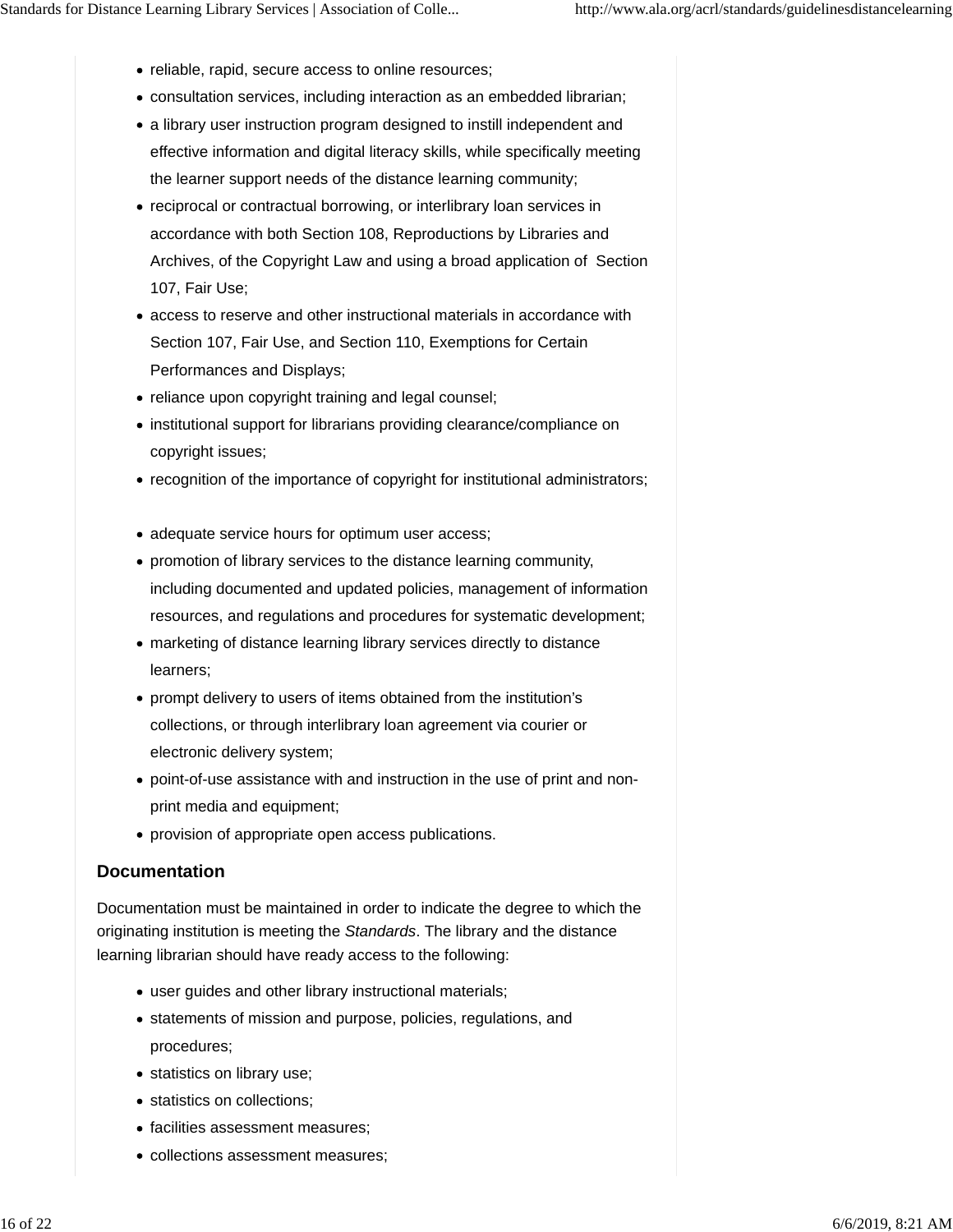- reliable, rapid, secure access to online resources;
- consultation services, including interaction as an embedded librarian;
- a library user instruction program designed to instill independent and effective information and digital literacy skills, while specifically meeting the learner support needs of the distance learning community;
- reciprocal or contractual borrowing, or interlibrary loan services in accordance with both Section 108, Reproductions by Libraries and Archives, of the Copyright Law and using a broad application of Section 107, Fair Use;
- access to reserve and other instructional materials in accordance with Section 107, Fair Use, and Section 110, Exemptions for Certain Performances and Displays;
- reliance upon copyright training and legal counsel;
- institutional support for librarians providing clearance/compliance on copyright issues;
- recognition of the importance of copyright for institutional administrators;
- adequate service hours for optimum user access;
- promotion of library services to the distance learning community, including documented and updated policies, management of information resources, and regulations and procedures for systematic development;
- marketing of distance learning library services directly to distance learners;
- prompt delivery to users of items obtained from the institution's collections, or through interlibrary loan agreement via courier or electronic delivery system;
- point-of-use assistance with and instruction in the use of print and non-print media and equipment;
- provision of appropriate open access publications.

### Documentation

Documentation must be maintained in order to indicate the degree to which the originating institution is meeting the *Standards*. The library and the distance learning librarian should have ready access to the following:

- user guides and other library instructional materials;
- statements of mission and purpose, policies, regulations, and procedures;
- statistics on library use;
- statistics on collections;
- facilities assessment measures;
- collections assessment measures;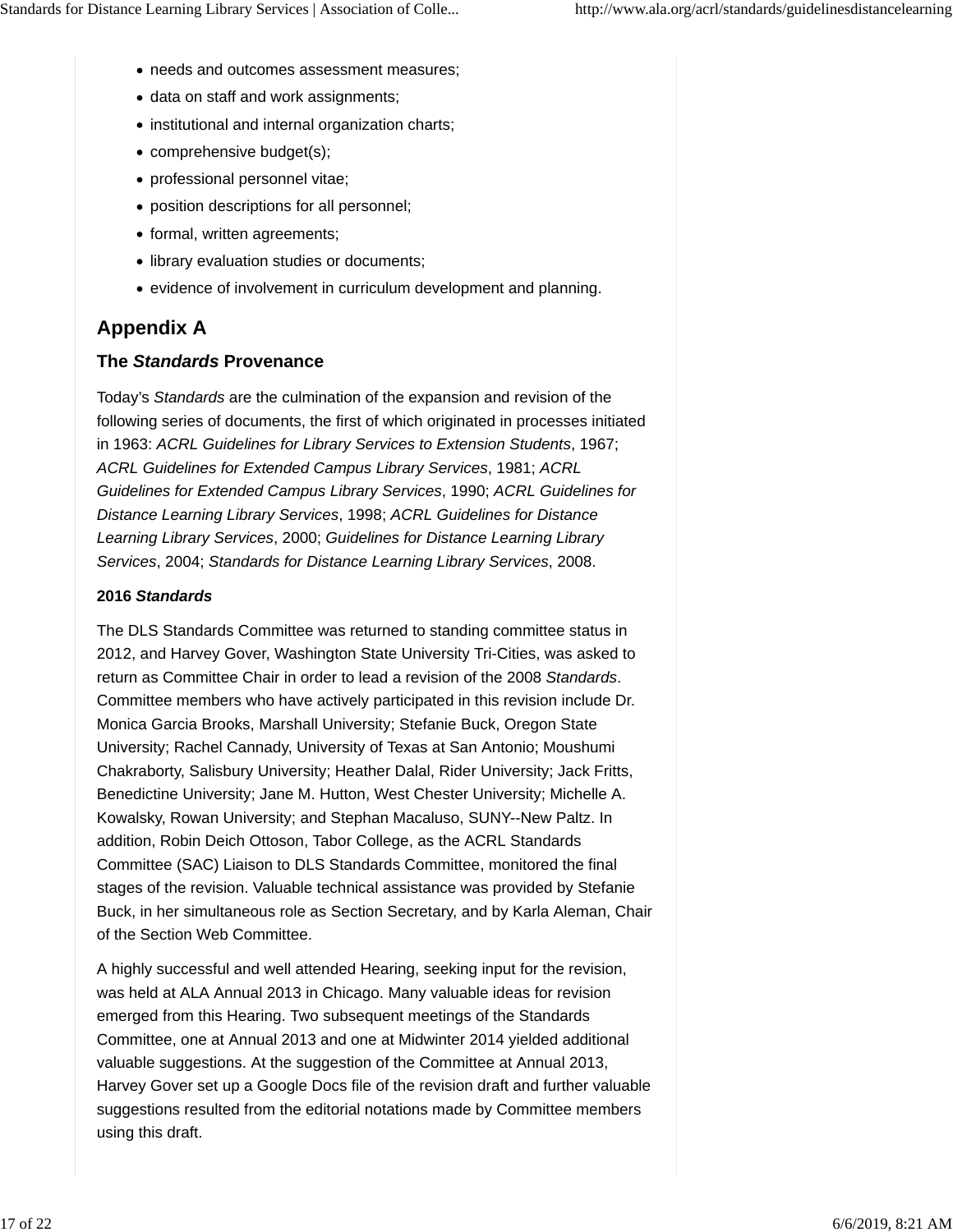- needs and outcomes assessment measures;
- data on staff and work assignments;
- institutional and internal organization charts;
- comprehensive budget(s);
- professional personnel vitae;
- position descriptions for all personnel;
- formal, written agreements;
- library evaluation studies or documents;
- evidence of involvement in curriculum development and planning.

## Appendix A

### The *Standards* Provenance

Today's *Standards* are the culmination of the expansion and revision of the following series of documents, the first of which originated in processes initiated in 1963: *ACRL Guidelines for Library Services to Extension Students*, 1967; *ACRL Guidelines for Extended Campus Library Services*, 1981; *ACRL Guidelines for Extended Campus Library Services*, 1990; *ACRL Guidelines for Distance Learning Library Services*, 1998; *ACRL Guidelines for Distance Learning Library Services*, 2000; *Guidelines for Distance Learning Library Services*, 2004; *Standards for Distance Learning Library Services*, 2008.

**2016 *Standards***

The DLS Standards Committee was returned to standing committee status in 2012, and Harvey Gover, Washington State University Tri-Cities, was asked to return as Committee Chair in order to lead a revision of the 2008 *Standards*. Committee members who have actively participated in this revision include Dr. Monica Garcia Brooks, Marshall University; Stefanie Buck, Oregon State University; Rachel Cannady, University of Texas at San Antonio; Moushumi Chakraborty, Salisbury University; Heather Dalal, Rider University; Jack Fritts, Benedictine University; Jane M. Hutton, West Chester University; Michelle A. Kowalsky, Rowan University; and Stephan Macaluso, SUNY--New Paltz. In addition, Robin Deich Ottoson, Tabor College, as the ACRL Standards Committee (SAC) Liaison to DLS Standards Committee, monitored the final stages of the revision. Valuable technical assistance was provided by Stefanie Buck, in her simultaneous role as Section Secretary, and by Karla Aleman, Chair of the Section Web Committee.

A highly successful and well attended Hearing, seeking input for the revision, was held at ALA Annual 2013 in Chicago. Many valuable ideas for revision emerged from this Hearing. Two subsequent meetings of the Standards Committee, one at Annual 2013 and one at Midwinter 2014 yielded additional valuable suggestions. At the suggestion of the Committee at Annual 2013, Harvey Gover set up a Google Docs file of the revision draft and further valuable suggestions resulted from the editorial notations made by Committee members using this draft.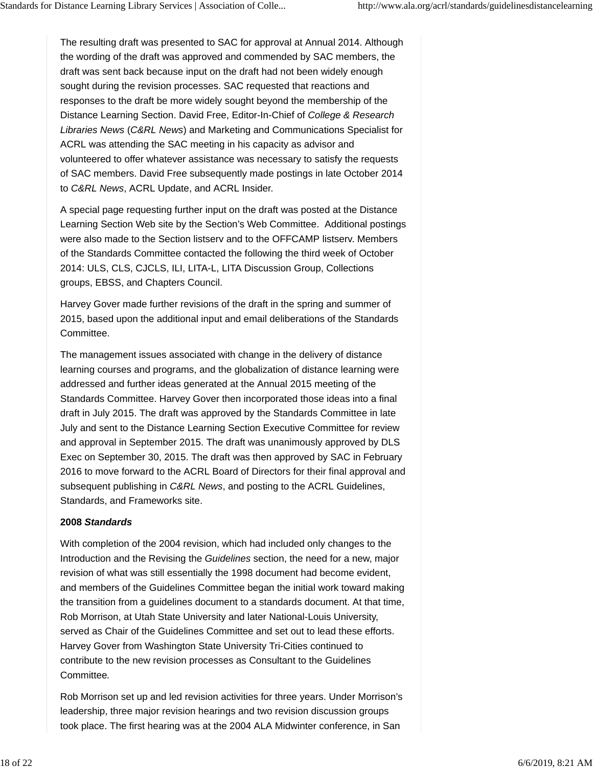The resulting draft was presented to SAC for approval at Annual 2014. Although the wording of the draft was approved and commended by SAC members, the draft was sent back because input on the draft had not been widely enough sought during the revision processes. SAC requested that reactions and responses to the draft be more widely sought beyond the membership of the Distance Learning Section. David Free, Editor-In-Chief of *College & Research Libraries News* (*C&RL News*) and Marketing and Communications Specialist for ACRL was attending the SAC meeting in his capacity as advisor and volunteered to offer whatever assistance was necessary to satisfy the requests of SAC members. David Free subsequently made postings in late October 2014 to *C&RL News*, ACRL Update, and ACRL Insider.

A special page requesting further input on the draft was posted at the Distance Learning Section Web site by the Section's Web Committee. Additional postings were also made to the Section listserv and to the OFFCAMP listserv. Members of the Standards Committee contacted the following the third week of October 2014: ULS, CLS, CJCLS, ILI, LITA-L, LITA Discussion Group, Collections groups, EBSS, and Chapters Council.

Harvey Gover made further revisions of the draft in the spring and summer of 2015, based upon the additional input and email deliberations of the Standards Committee.

The management issues associated with change in the delivery of distance learning courses and programs, and the globalization of distance learning were addressed and further ideas generated at the Annual 2015 meeting of the Standards Committee. Harvey Gover then incorporated those ideas into a final draft in July 2015. The draft was approved by the Standards Committee in late July and sent to the Distance Learning Section Executive Committee for review and approval in September 2015. The draft was unanimously approved by DLS Exec on September 30, 2015. The draft was then approved by SAC in February 2016 to move forward to the ACRL Board of Directors for their final approval and subsequent publishing in *C&RL News*, and posting to the ACRL Guidelines, Standards, and Frameworks site.

**2008 *Standards***

With completion of the 2004 revision, which had included only changes to the Introduction and the Revising the *Guidelines* section, the need for a new, major revision of what was still essentially the 1998 document had become evident, and members of the Guidelines Committee began the initial work toward making the transition from a guidelines document to a standards document. At that time, Rob Morrison, at Utah State University and later National-Louis University, served as Chair of the Guidelines Committee and set out to lead these efforts. Harvey Gover from Washington State University Tri-Cities continued to contribute to the new revision processes as Consultant to the Guidelines Committee.

Rob Morrison set up and led revision activities for three years. Under Morrison's leadership, three major revision hearings and two revision discussion groups took place. The first hearing was at the 2004 ALA Midwinter conference, in San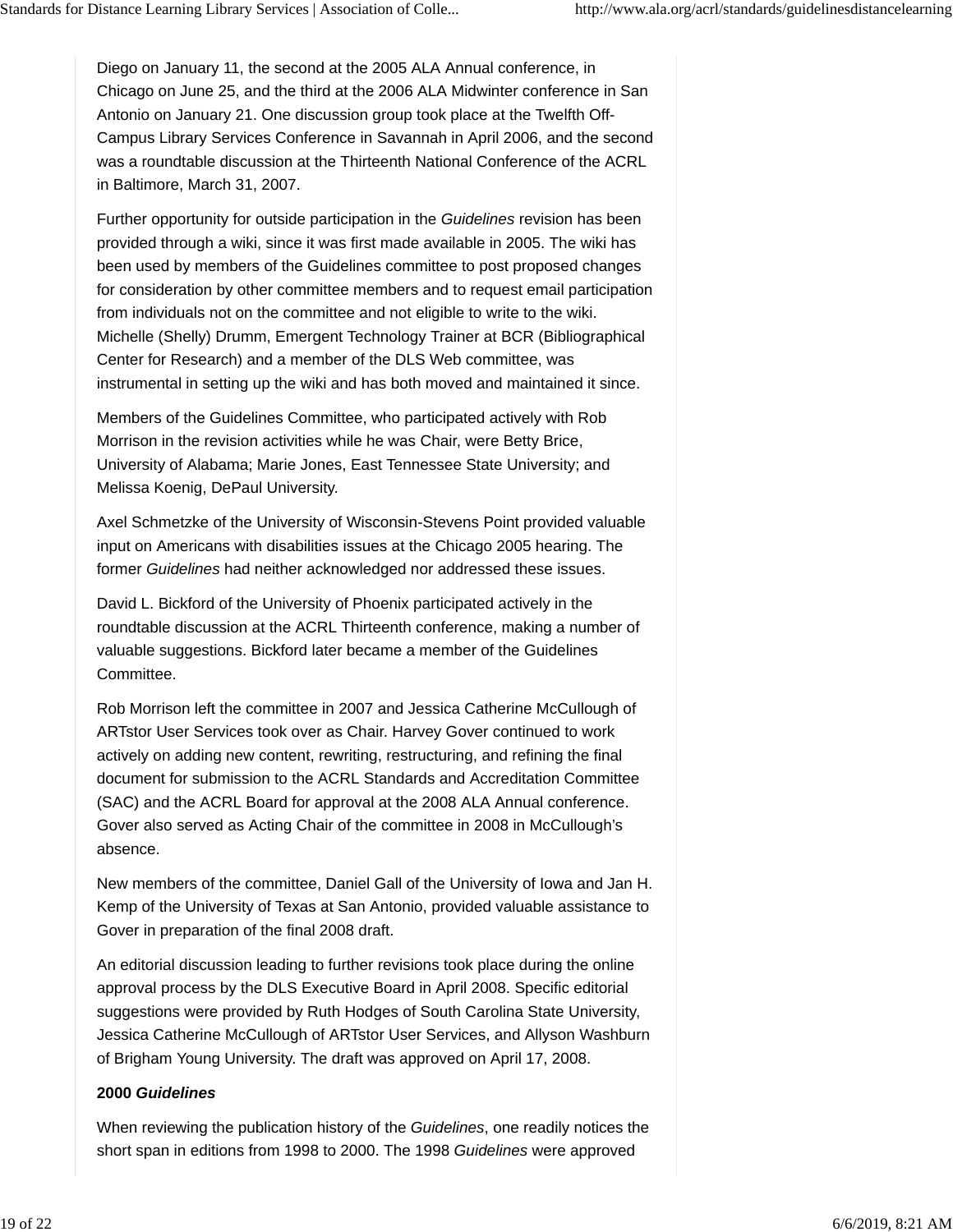Diego on January 11, the second at the 2005 ALA Annual conference, in Chicago on June 25, and the third at the 2006 ALA Midwinter conference in San Antonio on January 21. One discussion group took place at the Twelfth Off-Campus Library Services Conference in Savannah in April 2006, and the second was a roundtable discussion at the Thirteenth National Conference of the ACRL in Baltimore, March 31, 2007.

Further opportunity for outside participation in the *Guidelines* revision has been provided through a wiki, since it was first made available in 2005. The wiki has been used by members of the Guidelines committee to post proposed changes for consideration by other committee members and to request email participation from individuals not on the committee and not eligible to write to the wiki. Michelle (Shelly) Drumm, Emergent Technology Trainer at BCR (Bibliographical Center for Research) and a member of the DLS Web committee, was instrumental in setting up the wiki and has both moved and maintained it since.

Members of the Guidelines Committee, who participated actively with Rob Morrison in the revision activities while he was Chair, were Betty Brice, University of Alabama; Marie Jones, East Tennessee State University; and Melissa Koenig, DePaul University.

Axel Schmetzke of the University of Wisconsin-Stevens Point provided valuable input on Americans with disabilities issues at the Chicago 2005 hearing. The former *Guidelines* had neither acknowledged nor addressed these issues.

David L. Bickford of the University of Phoenix participated actively in the roundtable discussion at the ACRL Thirteenth conference, making a number of valuable suggestions. Bickford later became a member of the Guidelines Committee.

Rob Morrison left the committee in 2007 and Jessica Catherine McCullough of ARTstor User Services took over as Chair. Harvey Gover continued to work actively on adding new content, rewriting, restructuring, and refining the final document for submission to the ACRL Standards and Accreditation Committee (SAC) and the ACRL Board for approval at the 2008 ALA Annual conference. Gover also served as Acting Chair of the committee in 2008 in McCullough's absence.

New members of the committee, Daniel Gall of the University of Iowa and Jan H. Kemp of the University of Texas at San Antonio, provided valuable assistance to Gover in preparation of the final 2008 draft.

An editorial discussion leading to further revisions took place during the online approval process by the DLS Executive Board in April 2008. Specific editorial suggestions were provided by Ruth Hodges of South Carolina State University, Jessica Catherine McCullough of ARTstor User Services, and Allyson Washburn of Brigham Young University. The draft was approved on April 17, 2008.

**2000 *Guidelines***

When reviewing the publication history of the *Guidelines*, one readily notices the short span in editions from 1998 to 2000. The 1998 *Guidelines* were approved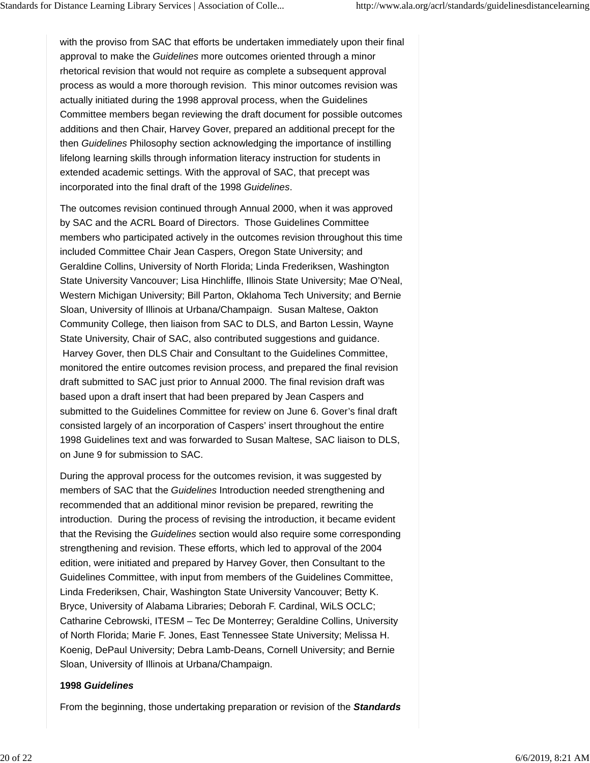with the proviso from SAC that efforts be undertaken immediately upon their final approval to make the *Guidelines* more outcomes oriented through a minor rhetorical revision that would not require as complete a subsequent approval process as would a more thorough revision. This minor outcomes revision was actually initiated during the 1998 approval process, when the Guidelines Committee members began reviewing the draft document for possible outcomes additions and then Chair, Harvey Gover, prepared an additional precept for the then *Guidelines* Philosophy section acknowledging the importance of instilling lifelong learning skills through information literacy instruction for students in extended academic settings. With the approval of SAC, that precept was incorporated into the final draft of the 1998 *Guidelines*.

The outcomes revision continued through Annual 2000, when it was approved by SAC and the ACRL Board of Directors. Those Guidelines Committee members who participated actively in the outcomes revision throughout this time included Committee Chair Jean Caspers, Oregon State University; and Geraldine Collins, University of North Florida; Linda Frederiksen, Washington State University Vancouver; Lisa Hinchliffe, Illinois State University; Mae O'Neal, Western Michigan University; Bill Parton, Oklahoma Tech University; and Bernie Sloan, University of Illinois at Urbana/Champaign. Susan Maltese, Oakton Community College, then liaison from SAC to DLS, and Barton Lessin, Wayne State University, Chair of SAC, also contributed suggestions and guidance. Harvey Gover, then DLS Chair and Consultant to the Guidelines Committee, monitored the entire outcomes revision process, and prepared the final revision draft submitted to SAC just prior to Annual 2000. The final revision draft was based upon a draft insert that had been prepared by Jean Caspers and submitted to the Guidelines Committee for review on June 6. Gover's final draft consisted largely of an incorporation of Caspers' insert throughout the entire 1998 Guidelines text and was forwarded to Susan Maltese, SAC liaison to DLS, on June 9 for submission to SAC.

During the approval process for the outcomes revision, it was suggested by members of SAC that the *Guidelines* Introduction needed strengthening and recommended that an additional minor revision be prepared, rewriting the introduction. During the process of revising the introduction, it became evident that the Revising the *Guidelines* section would also require some corresponding strengthening and revision. These efforts, which led to approval of the 2004 edition, were initiated and prepared by Harvey Gover, then Consultant to the Guidelines Committee, with input from members of the Guidelines Committee, Linda Frederiksen, Chair, Washington State University Vancouver; Betty K. Bryce, University of Alabama Libraries; Deborah F. Cardinal, WiLS OCLC; Catharine Cebrowski, ITESM – Tec De Monterrey; Geraldine Collins, University of North Florida; Marie F. Jones, East Tennessee State University; Melissa H. Koenig, DePaul University; Debra Lamb-Deans, Cornell University; and Bernie Sloan, University of Illinois at Urbana/Champaign.

**1998 *Guidelines***

From the beginning, those undertaking preparation or revision of the ***Standards***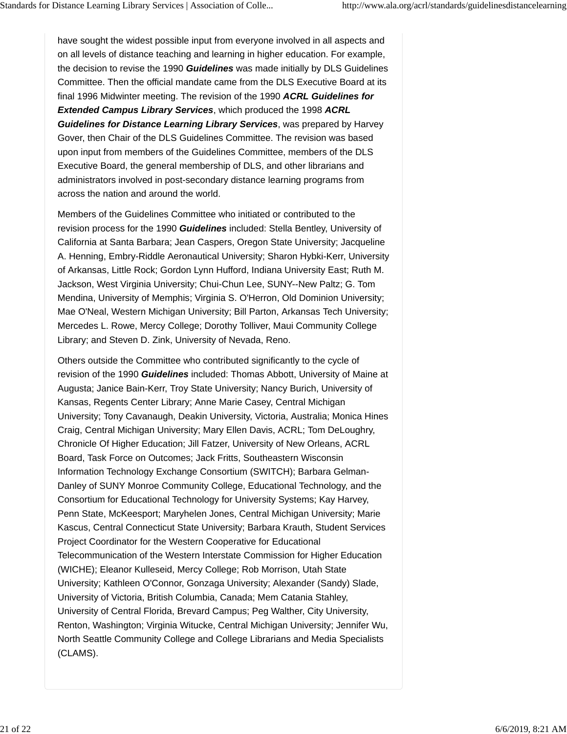have sought the widest possible input from everyone involved in all aspects and on all levels of distance teaching and learning in higher education. For example, the decision to revise the 1990 ***Guidelines*** was made initially by DLS Guidelines Committee. Then the official mandate came from the DLS Executive Board at its final 1996 Midwinter meeting. The revision of the 1990 ***ACRL Guidelines for Extended Campus Library Services***, which produced the 1998 ***ACRL Guidelines for Distance Learning Library Services***, was prepared by Harvey Gover, then Chair of the DLS Guidelines Committee. The revision was based upon input from members of the Guidelines Committee, members of the DLS Executive Board, the general membership of DLS, and other librarians and administrators involved in post-secondary distance learning programs from across the nation and around the world.

Members of the Guidelines Committee who initiated or contributed to the revision process for the 1990 ***Guidelines*** included: Stella Bentley, University of California at Santa Barbara; Jean Caspers, Oregon State University; Jacqueline A. Henning, Embry-Riddle Aeronautical University; Sharon Hybki-Kerr, University of Arkansas, Little Rock; Gordon Lynn Hufford, Indiana University East; Ruth M. Jackson, West Virginia University; Chui-Chun Lee, SUNY--New Paltz; G. Tom Mendina, University of Memphis; Virginia S. O'Herron, Old Dominion University; Mae O'Neal, Western Michigan University; Bill Parton, Arkansas Tech University; Mercedes L. Rowe, Mercy College; Dorothy Tolliver, Maui Community College Library; and Steven D. Zink, University of Nevada, Reno.

Others outside the Committee who contributed significantly to the cycle of revision of the 1990 ***Guidelines*** included: Thomas Abbott, University of Maine at Augusta; Janice Bain-Kerr, Troy State University; Nancy Burich, University of Kansas, Regents Center Library; Anne Marie Casey, Central Michigan University; Tony Cavanaugh, Deakin University, Victoria, Australia; Monica Hines Craig, Central Michigan University; Mary Ellen Davis, ACRL; Tom DeLoughry, Chronicle Of Higher Education; Jill Fatzer, University of New Orleans, ACRL Board, Task Force on Outcomes; Jack Fritts, Southeastern Wisconsin Information Technology Exchange Consortium (SWITCH); Barbara Gelman-Danley of SUNY Monroe Community College, Educational Technology, and the Consortium for Educational Technology for University Systems; Kay Harvey, Penn State, McKeesport; Maryhelen Jones, Central Michigan University; Marie Kascus, Central Connecticut State University; Barbara Krauth, Student Services Project Coordinator for the Western Cooperative for Educational Telecommunication of the Western Interstate Commission for Higher Education (WICHE); Eleanor Kulleseid, Mercy College; Rob Morrison, Utah State University; Kathleen O'Connor, Gonzaga University; Alexander (Sandy) Slade, University of Victoria, British Columbia, Canada; Mem Catania Stahley, University of Central Florida, Brevard Campus; Peg Walther, City University, Renton, Washington; Virginia Witucke, Central Michigan University; Jennifer Wu, North Seattle Community College and College Librarians and Media Specialists (CLAMS).